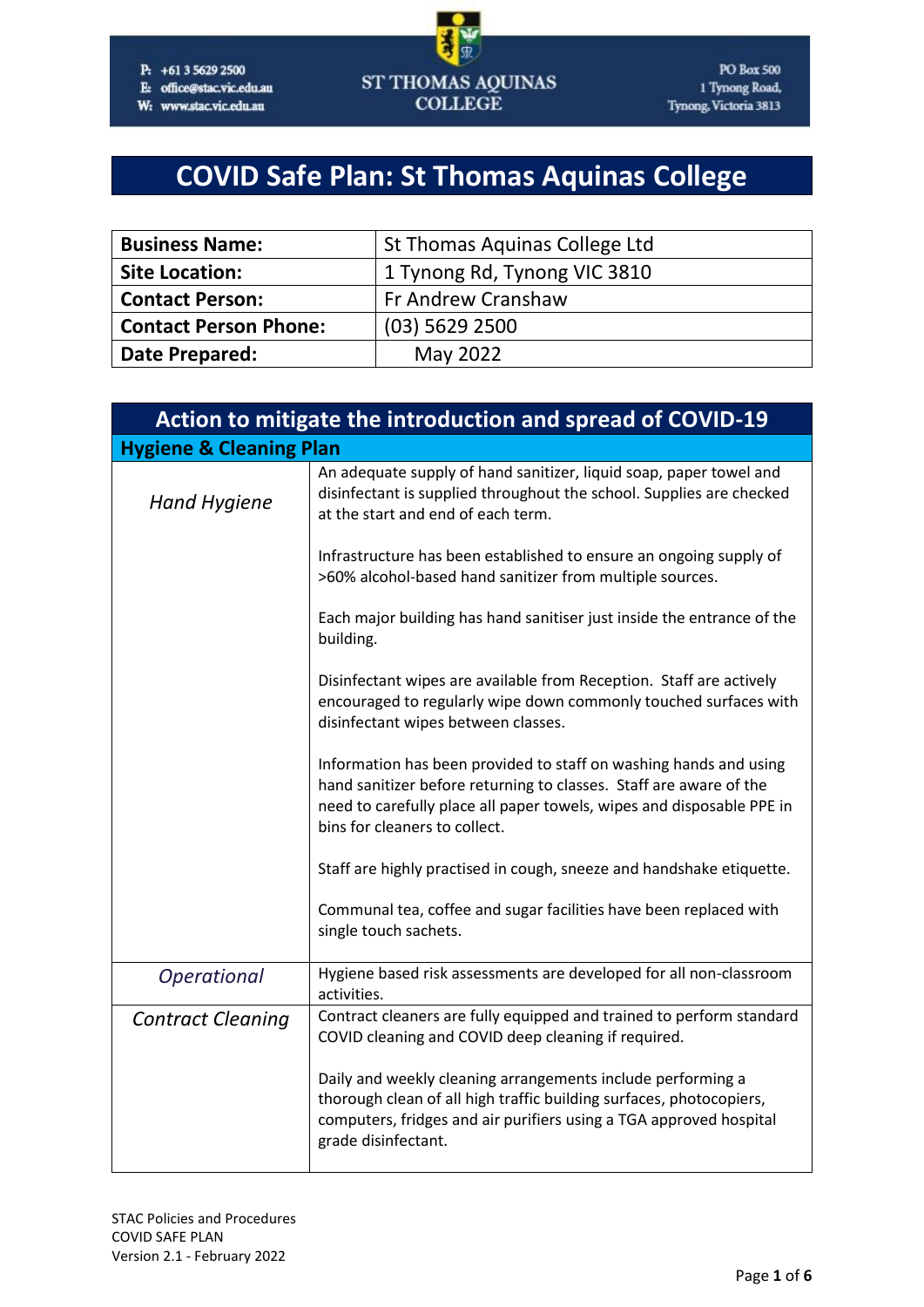P: +61 3 5629 2500
E: office@stac.vic.edu.au
W: www.stac.vic.edu.au

ST THOMAS AQUINAS COLLEGE

PO Box 500
1 Tynong Road,
Tynong, Victoria 3813

# COVID Safe Plan: St Thomas Aquinas College

| **Business Name:** | St Thomas Aquinas College Ltd |
|---|---|
| **Site Location:** | 1 Tynong Rd, Tynong VIC 3810 |
| **Contact Person:** | Fr Andrew Cranshaw |
| **Contact Person Phone:** | (03) 5629 2500 |
| **Date Prepared:** | May 2022 |

## Action to mitigate the introduction and spread of COVID-19

### Hygiene & Cleaning Plan

| | |
|---|---|
| *Hand Hygiene* | An adequate supply of hand sanitizer, liquid soap, paper towel and disinfectant is supplied throughout the school. Supplies are checked at the start and end of each term.<br><br>Infrastructure has been established to ensure an ongoing supply of >60% alcohol-based hand sanitizer from multiple sources.<br><br>Each major building has hand sanitiser just inside the entrance of the building.<br><br>Disinfectant wipes are available from Reception. Staff are actively encouraged to regularly wipe down commonly touched surfaces with disinfectant wipes between classes.<br><br>Information has been provided to staff on washing hands and using hand sanitizer before returning to classes. Staff are aware of the need to carefully place all paper towels, wipes and disposable PPE in bins for cleaners to collect.<br><br>Staff are highly practised in cough, sneeze and handshake etiquette.<br><br>Communal tea, coffee and sugar facilities have been replaced with single touch sachets. |
| *Operational* | Hygiene based risk assessments are developed for all non-classroom activities. |
| *Contract Cleaning* | Contract cleaners are fully equipped and trained to perform standard COVID cleaning and COVID deep cleaning if required.<br><br>Daily and weekly cleaning arrangements include performing a thorough clean of all high traffic building surfaces, photocopiers, computers, fridges and air purifiers using a TGA approved hospital grade disinfectant. |

STAC Policies and Procedures
COVID SAFE PLAN
Version 2.1 - February 2022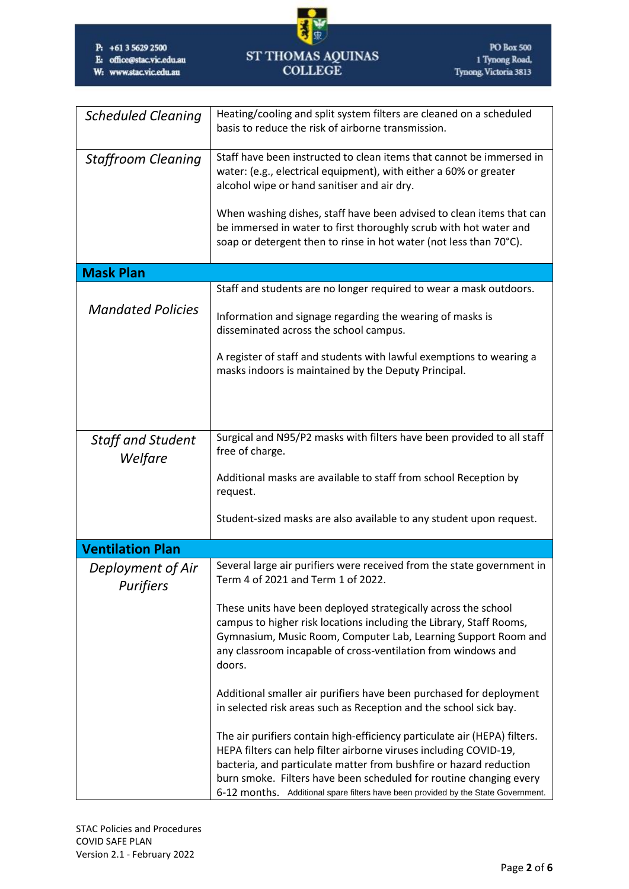| | |
|---|---|
| *Scheduled Cleaning* | Heating/cooling and split system filters are cleaned on a scheduled basis to reduce the risk of airborne transmission. |
| *Staffroom Cleaning* | Staff have been instructed to clean items that cannot be immersed in water: (e.g., electrical equipment), with either a 60% or greater alcohol wipe or hand sanitiser and air dry.<br><br>When washing dishes, staff have been advised to clean items that can be immersed in water to first thoroughly scrub with hot water and soap or detergent then to rinse in hot water (not less than 70°C). |
| **Mask Plan** | |
| *Mandated Policies* | Staff and students are no longer required to wear a mask outdoors.<br><br>Information and signage regarding the wearing of masks is disseminated across the school campus.<br><br>A register of staff and students with lawful exemptions to wearing a masks indoors is maintained by the Deputy Principal. |
| *Staff and Student Welfare* | Surgical and N95/P2 masks with filters have been provided to all staff free of charge.<br><br>Additional masks are available to staff from school Reception by request.<br><br>Student-sized masks are also available to any student upon request. |
| **Ventilation Plan** | |
| *Deployment of Air Purifiers* | Several large air purifiers were received from the state government in Term 4 of 2021 and Term 1 of 2022.<br><br>These units have been deployed strategically across the school campus to higher risk locations including the Library, Staff Rooms, Gymnasium, Music Room, Computer Lab, Learning Support Room and any classroom incapable of cross-ventilation from windows and doors.<br><br>Additional smaller air purifiers have been purchased for deployment in selected risk areas such as Reception and the school sick bay.<br><br>The air purifiers contain high-efficiency particulate air (HEPA) filters. HEPA filters can help filter airborne viruses including COVID-19, bacteria, and particulate matter from bushfire or hazard reduction burn smoke. Filters have been scheduled for routine changing every 6-12 months. Additional spare filters have been provided by the State Government. |

STAC Policies and Procedures
COVID SAFE PLAN
Version 2.1 - February 2022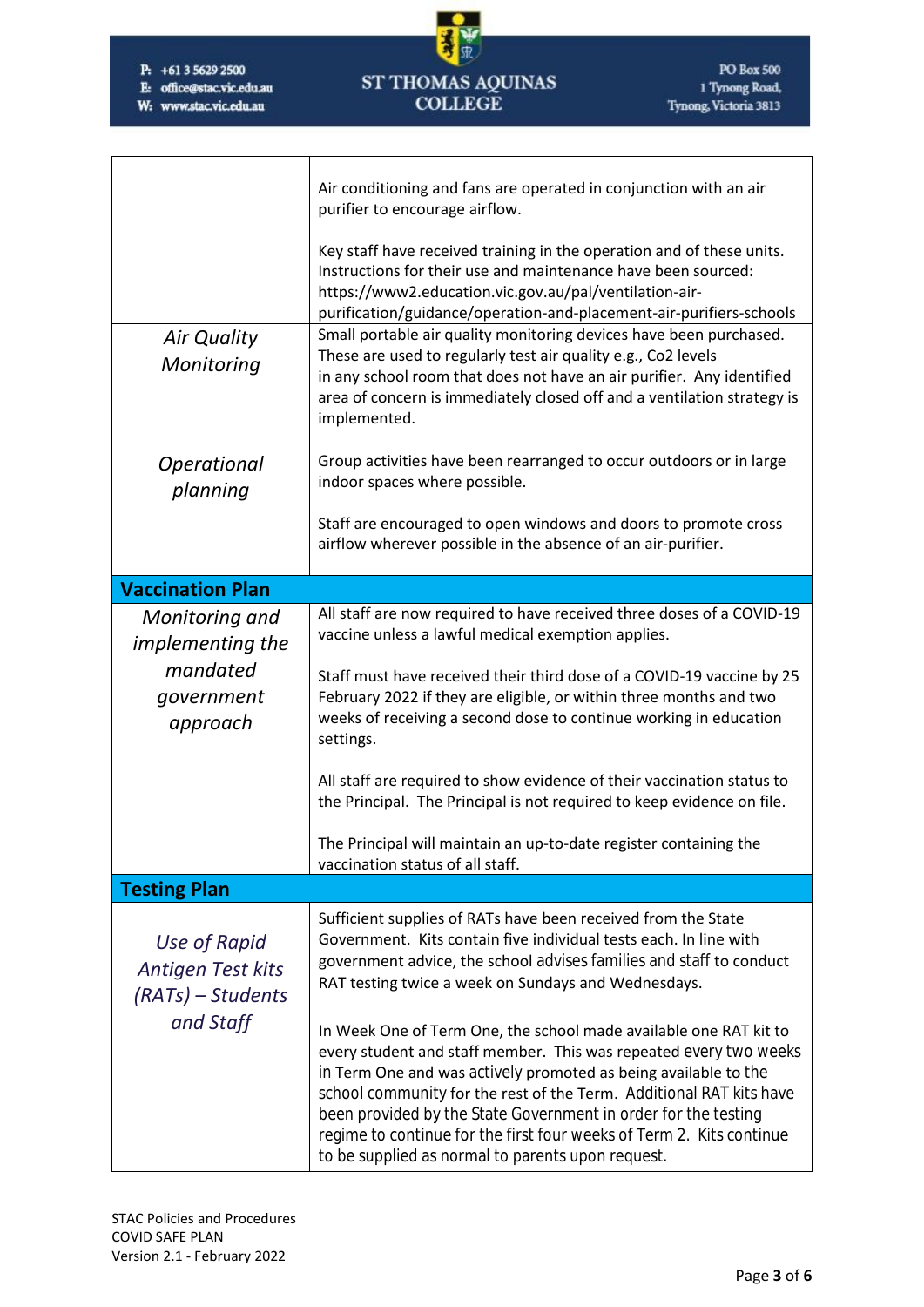| | |
|---|---|
| | Air conditioning and fans are operated in conjunction with an air purifier to encourage airflow.<br><br>Key staff have received training in the operation and of these units. Instructions for their use and maintenance have been sourced: https://www2.education.vic.gov.au/pal/ventilation-air-purification/guidance/operation-and-placement-air-purifiers-schools |
| *Air Quality Monitoring* | Small portable air quality monitoring devices have been purchased. These are used to regularly test air quality e.g., Co2 levels in any school room that does not have an air purifier. Any identified area of concern is immediately closed off and a ventilation strategy is implemented. |
| *Operational planning* | Group activities have been rearranged to occur outdoors or in large indoor spaces where possible.<br><br>Staff are encouraged to open windows and doors to promote cross airflow wherever possible in the absence of an air-purifier. |
| **Vaccination Plan** | |
| *Monitoring and implementing the mandated government approach* | All staff are now required to have received three doses of a COVID-19 vaccine unless a lawful medical exemption applies.<br><br>Staff must have received their third dose of a COVID-19 vaccine by 25 February 2022 if they are eligible, or within three months and two weeks of receiving a second dose to continue working in education settings.<br><br>All staff are required to show evidence of their vaccination status to the Principal. The Principal is not required to keep evidence on file.<br><br>The Principal will maintain an up-to-date register containing the vaccination status of all staff. |
| **Testing Plan** | |
| *Use of Rapid Antigen Test kits (RATs) – Students and Staff* | Sufficient supplies of RATs have been received from the State Government. Kits contain five individual tests each. In line with government advice, the school advises families and staff to conduct RAT testing twice a week on Sundays and Wednesdays.<br><br>In Week One of Term One, the school made available one RAT kit to every student and staff member. This was repeated every two weeks in Term One and was actively promoted as being available to the school community for the rest of the Term. Additional RAT kits have been provided by the State Government in order for the testing regime to continue for the first four weeks of Term 2. Kits continue to be supplied as normal to parents upon request. |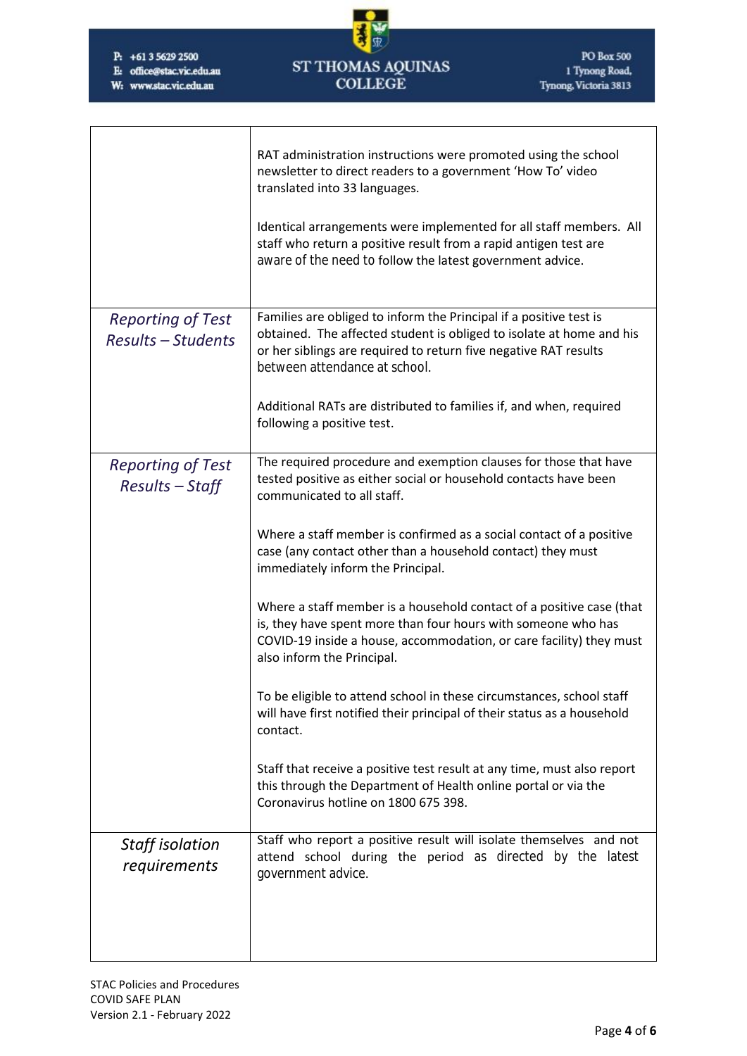| | |
|---|---|
| | RAT administration instructions were promoted using the school newsletter to direct readers to a government 'How To' video translated into 33 languages.<br><br>Identical arrangements were implemented for all staff members. All staff who return a positive result from a rapid antigen test are aware of the need to follow the latest government advice. |
| *Reporting of Test Results – Students* | Families are obliged to inform the Principal if a positive test is obtained. The affected student is obliged to isolate at home and his or her siblings are required to return five negative RAT results between attendance at school.<br><br>Additional RATs are distributed to families if, and when, required following a positive test. |
| *Reporting of Test Results – Staff* | The required procedure and exemption clauses for those that have tested positive as either social or household contacts have been communicated to all staff.<br><br>Where a staff member is confirmed as a social contact of a positive case (any contact other than a household contact) they must immediately inform the Principal.<br><br>Where a staff member is a household contact of a positive case (that is, they have spent more than four hours with someone who has COVID-19 inside a house, accommodation, or care facility) they must also inform the Principal.<br><br>To be eligible to attend school in these circumstances, school staff will have first notified their principal of their status as a household contact.<br><br>Staff that receive a positive test result at any time, must also report this through the Department of Health online portal or via the Coronavirus hotline on 1800 675 398. |
| *Staff isolation requirements* | Staff who report a positive result will isolate themselves and not attend school during the period as directed by the latest government advice. |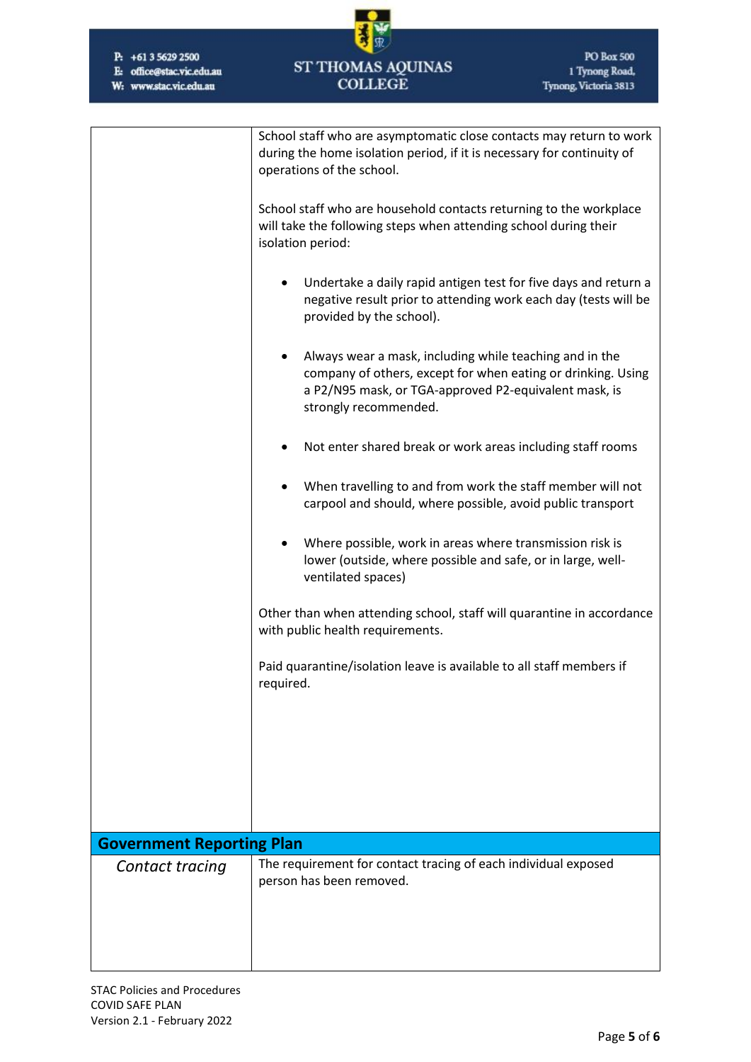| | |
|---|---|
| | School staff who are asymptomatic close contacts may return to work during the home isolation period, if it is necessary for continuity of operations of the school.<br><br>School staff who are household contacts returning to the workplace will take the following steps when attending school during their isolation period:<br><br>• Undertake a daily rapid antigen test for five days and return a negative result prior to attending work each day (tests will be provided by the school).<br>• Always wear a mask, including while teaching and in the company of others, except for when eating or drinking. Using a P2/N95 mask, or TGA-approved P2-equivalent mask, is strongly recommended.<br>• Not enter shared break or work areas including staff rooms<br>• When travelling to and from work the staff member will not carpool and should, where possible, avoid public transport<br>• Where possible, work in areas where transmission risk is lower (outside, where possible and safe, or in large, well-ventilated spaces)<br><br>Other than when attending school, staff will quarantine in accordance with public health requirements.<br><br>Paid quarantine/isolation leave is available to all staff members if required. |
| **Government Reporting Plan** | |
| *Contact tracing* | The requirement for contact tracing of each individual exposed person has been removed. |

STAC Policies and Procedures
COVID SAFE PLAN
Version 2.1 - February 2022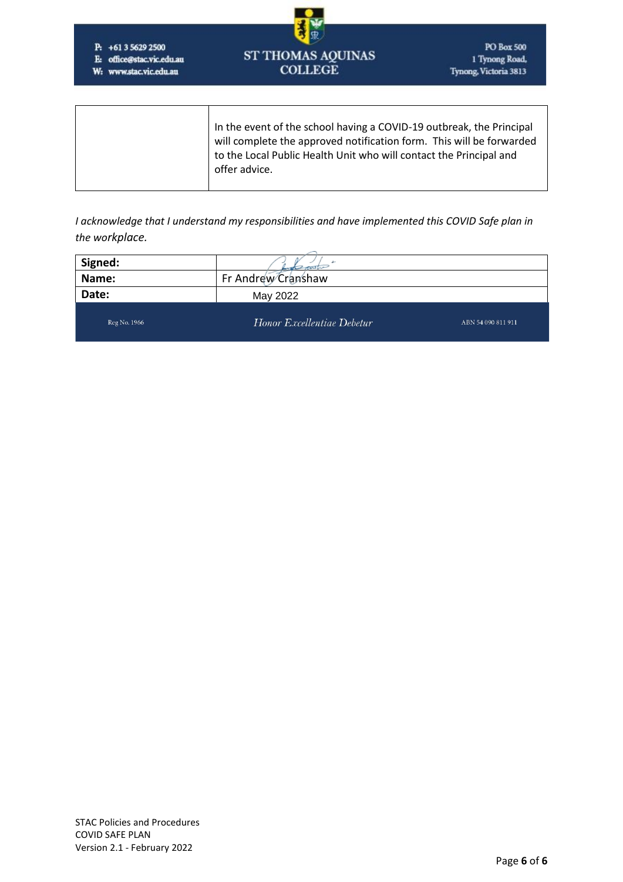| | |
|---|---|
| | In the event of the school having a COVID-19 outbreak, the Principal will complete the approved notification form. This will be forwarded to the Local Public Health Unit who will contact the Principal and offer advice. |

*I acknowledge that I understand my responsibilities and have implemented this COVID Safe plan in the workplace.*

| | |
|---|---|
| **Signed:** | |
| **Name:** | Fr Andrew Cranshaw |
| **Date:** | May 2022 |